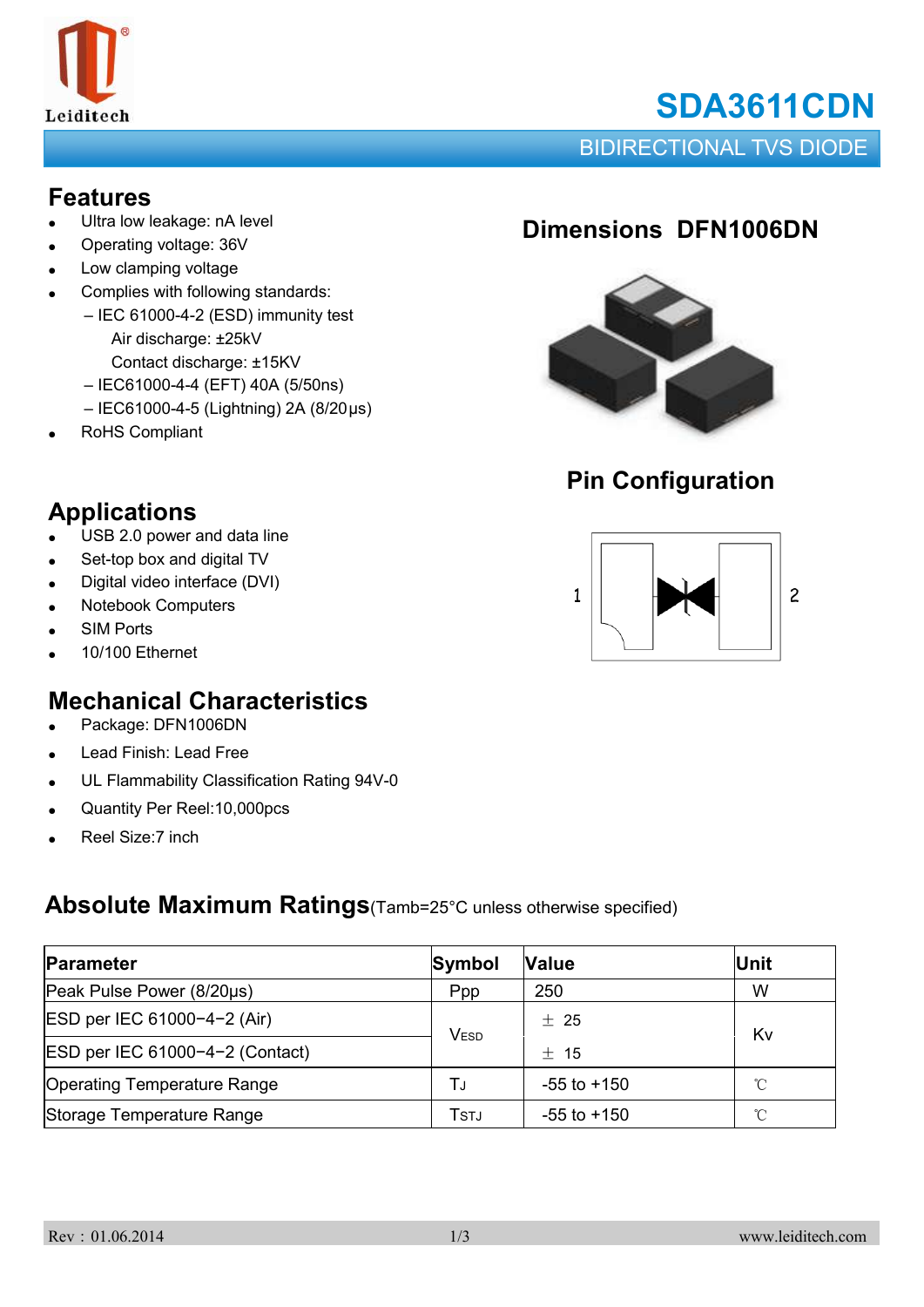# SDA3611CDN

## BIDIRECTIONAL TVS DIODE

## Features

- Ultra low leakage: nA level
- Operating voltage: 36V
- Low clamping voltage
- Complies with following standards:
  - – IEC 61000-4-2 (ESD) immunity test
    - Air discharge: ±25kV
    - Contact discharge: ±15KV
  - – IEC61000-4-4 (EFT) 40A (5/50ns)
  - – IEC61000-4-5 (Lightning) 2A (8/20μs)
- RoHS Compliant

## Dimensions DFN1006DN

## Pin Configuration

1 2

## Applications

- USB 2.0 power and data line
- Set-top box and digital TV
- Digital video interface (DVI)
- Notebook Computers
- SIM Ports
- 10/100 Ethernet

## Mechanical Characteristics

- Package: DFN1006DN
- Lead Finish: Lead Free
- UL Flammability Classification Rating 94V-0
- Quantity Per Reel:10,000pcs
- Reel Size:7 inch

## Absolute Maximum Ratings(Tamb=25°C unless otherwise specified)

| Parameter | Symbol | Value | Unit |
|---|---|---|---|
| Peak Pulse Power (8/20μs) | Ppp | 250 | W |
| ESD per IEC 61000−4−2 (Air) | $V_{ESD}$ | ± 25 | Kv |
| ESD per IEC 61000−4−2 (Contact) | | ± 15 | |
| Operating Temperature Range | $T_J$ | -55 to +150 | ℃ |
| Storage Temperature Range | $T_{STJ}$ | -55 to +150 | ℃ |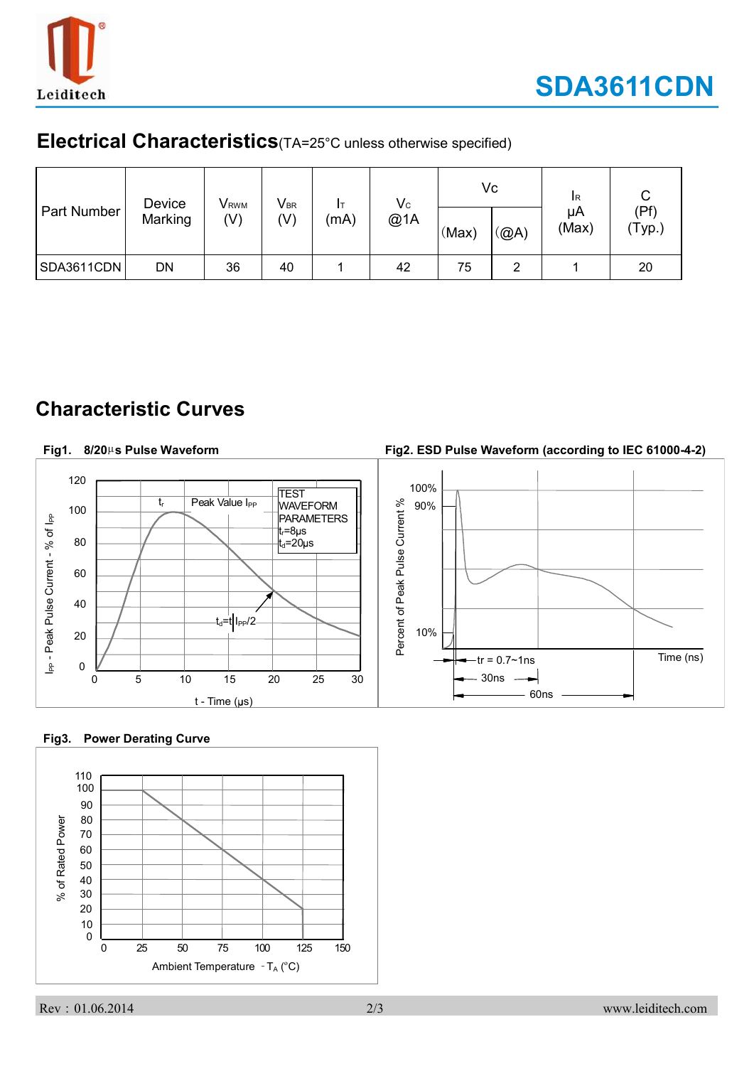## Electrical Characteristics (TA=25°C unless otherwise specified)

| Part Number | Device Marking | $V_{RWM}$ (V) | $V_{BR}$ (V) | $I_T$ (mA) | $V_C$ @1A | Vc | | $I_R$ μA (Max) | C (Pf) (Typ.) |
|---|---|---|---|---|---|---|---|---|---|
| | | | | | | (Max) | (@A) | | |
| SDA3611CDN | DN | 36 | 40 | 1 | 42 | 75 | 2 | 1 | 20 |

## Characteristic Curves

**Fig1. 8/20μs Pulse Waveform**

**Fig2. ESD Pulse Waveform (according to IEC 61000-4-2)**

**Fig3. Power Derating Curve**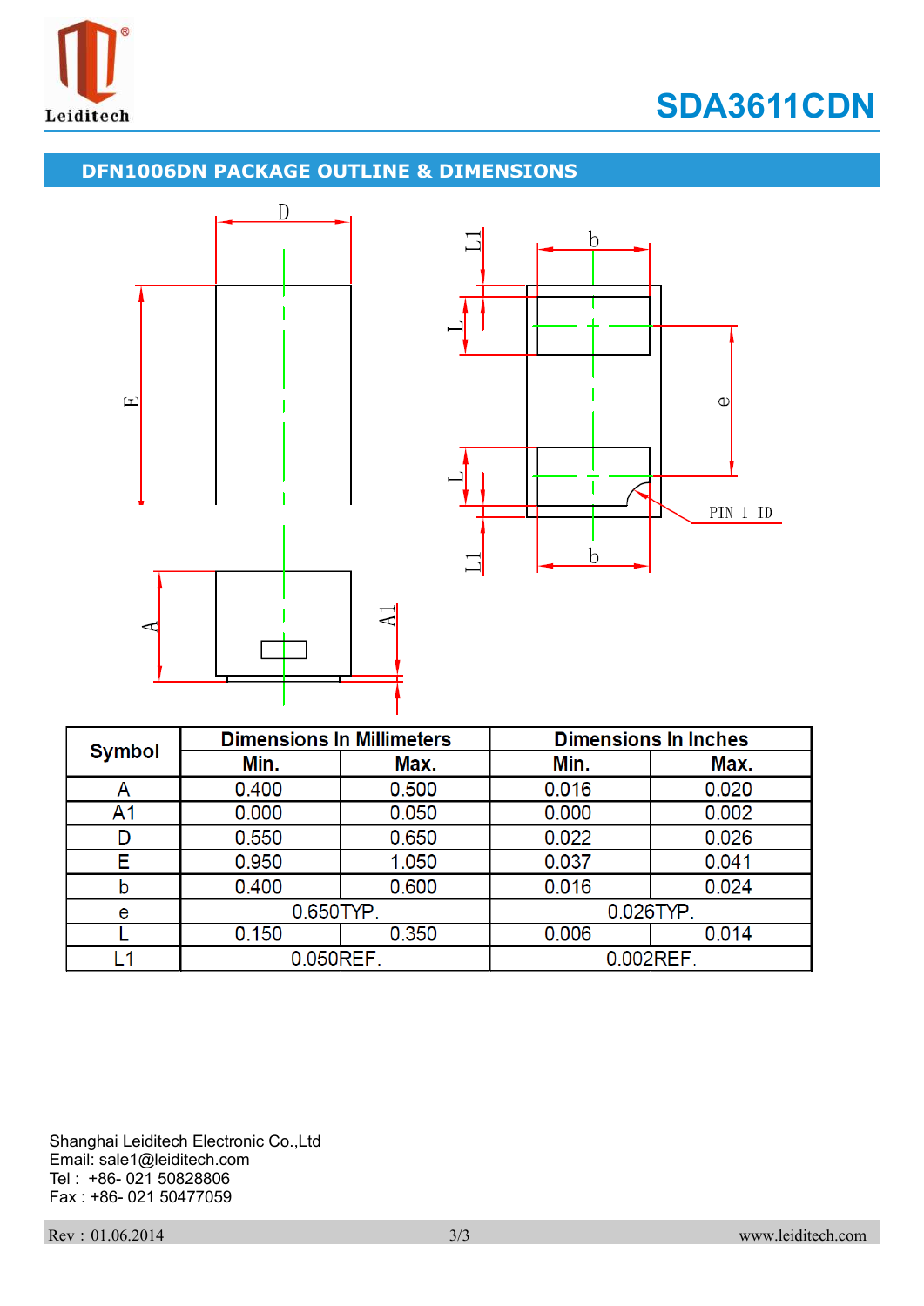# SDA3611CDN

## DFN1006DN PACKAGE OUTLINE & DIMENSIONS

D

E

A

A1

L1

b

L

e

PIN 1 ID

| Symbol | Dimensions In Millimeters | | Dimensions In Inches | |
|---|---|---|---|---|
| | Min. | Max. | Min. | Max. |
| A | 0.400 | 0.500 | 0.016 | 0.020 |
| A1 | 0.000 | 0.050 | 0.000 | 0.002 |
| D | 0.550 | 0.650 | 0.022 | 0.026 |
| E | 0.950 | 1.050 | 0.037 | 0.041 |
| b | 0.400 | 0.600 | 0.016 | 0.024 |
| e | 0.650TYP. | | 0.026TYP. | |
| L | 0.150 | 0.350 | 0.006 | 0.014 |
| L1 | 0.050REF. | | 0.002REF. | |

Shanghai Leiditech Electronic Co.,Ltd
Email: sale1@leiditech.com
Tel : +86- 021 50828806
Fax : +86- 021 50477059

Rev : 01.06.2014 www.leiditech.com